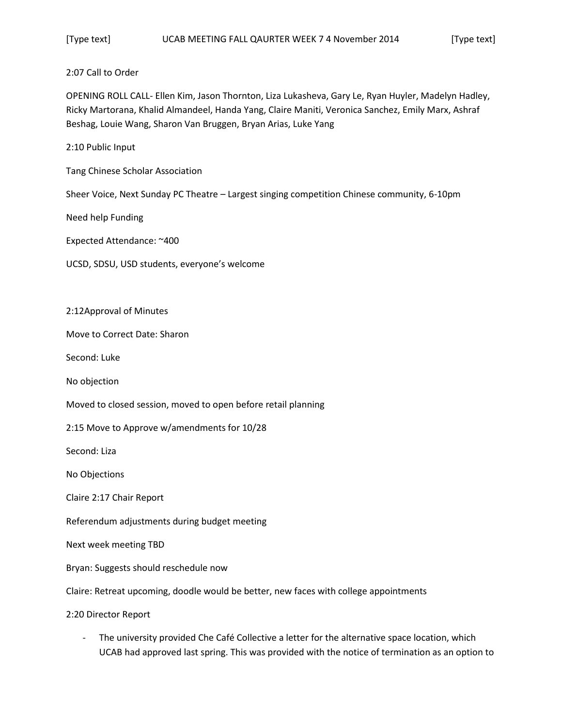UCAB MEETING FALL QAURTER WEEK 7 4 November 2014

2:07 Call to Order

OPENING ROLL CALL- Ellen Kim, Jason Thornton, Liza Lukasheva, Gary Le, Ryan Huyler, Madelyn Hadley, Ricky Martorana, Khalid Almandeel, Handa Yang, Claire Maniti, Veronica Sanchez, Emily Marx, Ashraf Beshag, Louie Wang, Sharon Van Bruggen, Bryan Arias, Luke Yang

2:10 Public Input

Tang Chinese Scholar Association

Sheer Voice, Next Sunday PC Theatre – Largest singing competition Chinese community, 6-10pm

Need help Funding

Expected Attendance: ~400

UCSD, SDSU, USD students, everyone's welcome

2:12Approval of Minutes

Move to Correct Date: Sharon

Second: Luke

No objection

Moved to closed session, moved to open before retail planning

2:15 Move to Approve w/amendments for 10/28

Second: Liza

No Objections

Claire 2:17 Chair Report

Referendum adjustments during budget meeting

Next week meeting TBD

Bryan: Suggests should reschedule now

Claire: Retreat upcoming, doodle would be better, new faces with college appointments

2:20 Director Report

- The university provided Che Café Collective a letter for the alternative space location, which UCAB had approved last spring. This was provided with the notice of termination as an option to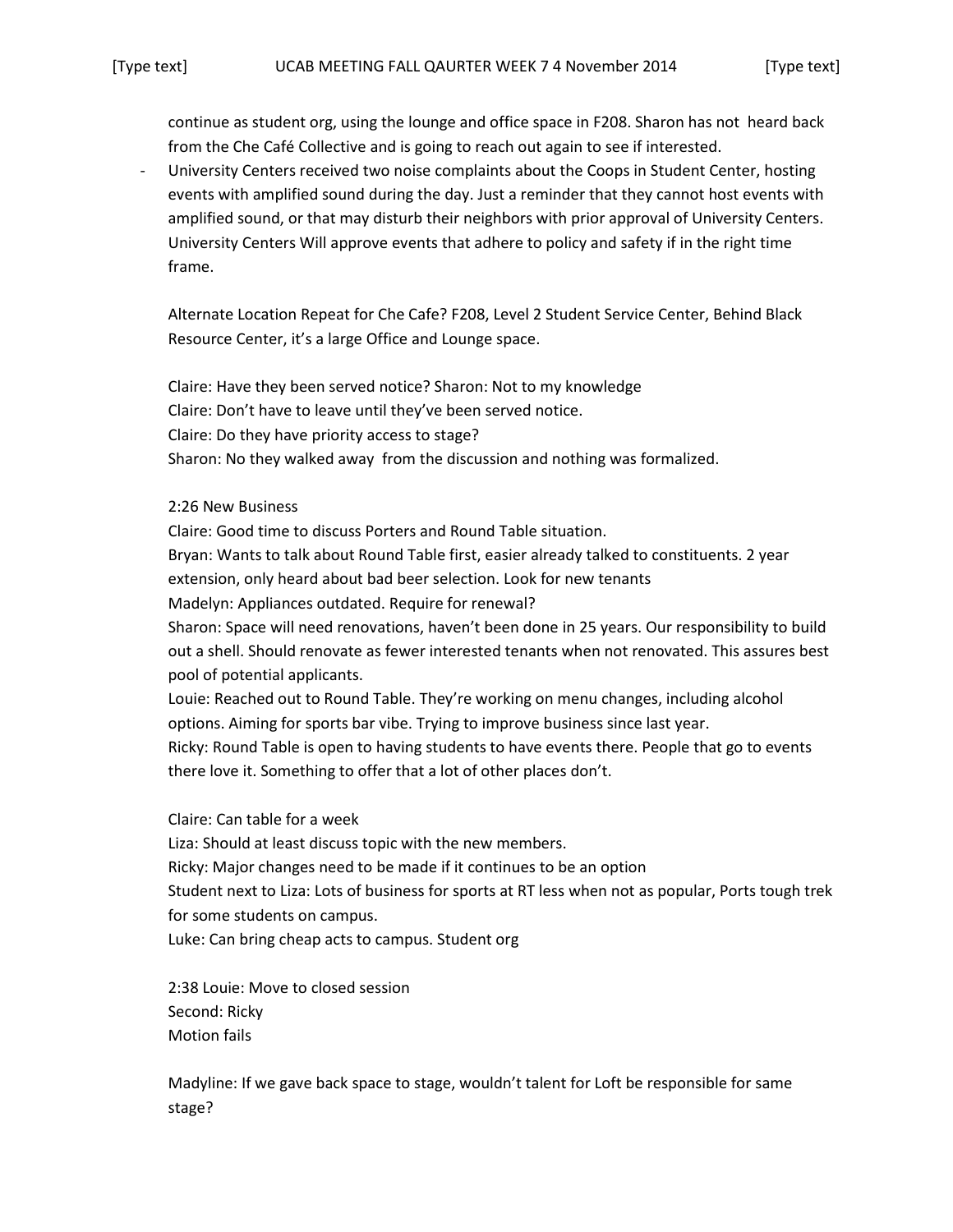continue as student org, using the lounge and office space in F208. Sharon has not heard back from the Che Café Collective and is going to reach out again to see if interested.

- University Centers received two noise complaints about the Coops in Student Center, hosting events with amplified sound during the day. Just a reminder that they cannot host events with amplified sound, or that may disturb their neighbors with prior approval of University Centers. University Centers Will approve events that adhere to policy and safety if in the right time frame.

Alternate Location Repeat for Che Cafe? F208, Level 2 Student Service Center, Behind Black Resource Center, it's a large Office and Lounge space.

Claire: Have they been served notice? Sharon: Not to my knowledge
Claire: Don't have to leave until they've been served notice.
Claire: Do they have priority access to stage?
Sharon: No they walked away from the discussion and nothing was formalized.

2:26 New Business
Claire: Good time to discuss Porters and Round Table situation.
Bryan: Wants to talk about Round Table first, easier already talked to constituents. 2 year extension, only heard about bad beer selection. Look for new tenants
Madelyn: Appliances outdated. Require for renewal?
Sharon: Space will need renovations, haven't been done in 25 years. Our responsibility to build out a shell. Should renovate as fewer interested tenants when not renovated. This assures best pool of potential applicants.
Louie: Reached out to Round Table. They're working on menu changes, including alcohol options. Aiming for sports bar vibe. Trying to improve business since last year.
Ricky: Round Table is open to having students to have events there. People that go to events there love it. Something to offer that a lot of other places don't.

Claire: Can table for a week
Liza: Should at least discuss topic with the new members.
Ricky: Major changes need to be made if it continues to be an option
Student next to Liza: Lots of business for sports at RT less when not as popular, Ports tough trek for some students on campus.
Luke: Can bring cheap acts to campus. Student org

2:38 Louie: Move to closed session
Second: Ricky
Motion fails

Madyline: If we gave back space to stage, wouldn't talent for Loft be responsible for same stage?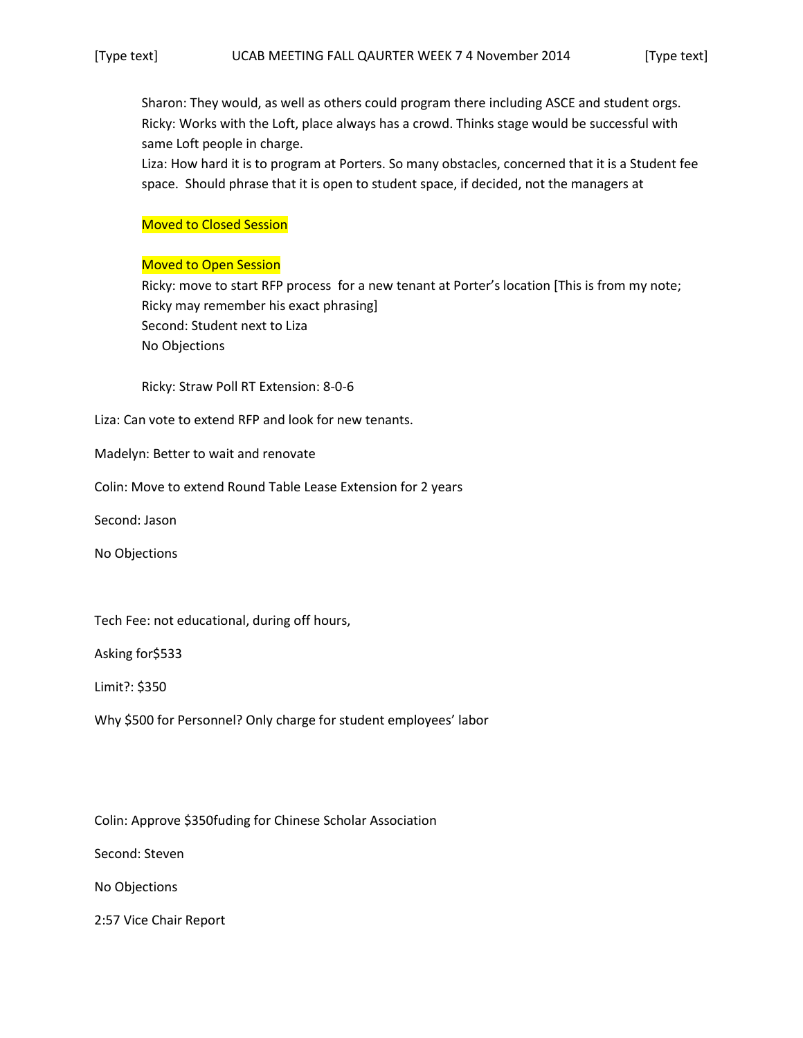Sharon: They would, as well as others could program there including ASCE and student orgs.
Ricky: Works with the Loft, place always has a crowd. Thinks stage would be successful with same Loft people in charge.
Liza: How hard it is to program at Porters. So many obstacles, concerned that it is a Student fee space. Should phrase that it is open to student space, if decided, not the managers at

Moved to Closed Session

Moved to Open Session
Ricky: move to start RFP process for a new tenant at Porter's location [This is from my note; Ricky may remember his exact phrasing]
Second: Student next to Liza
No Objections

Ricky: Straw Poll RT Extension: 8-0-6

Liza: Can vote to extend RFP and look for new tenants.

Madelyn: Better to wait and renovate

Colin: Move to extend Round Table Lease Extension for 2 years

Second: Jason

No Objections

Tech Fee: not educational, during off hours,

Asking for$533

Limit?: $350

Why $500 for Personnel? Only charge for student employees' labor

Colin: Approve $350fuding for Chinese Scholar Association

Second: Steven

No Objections

2:57 Vice Chair Report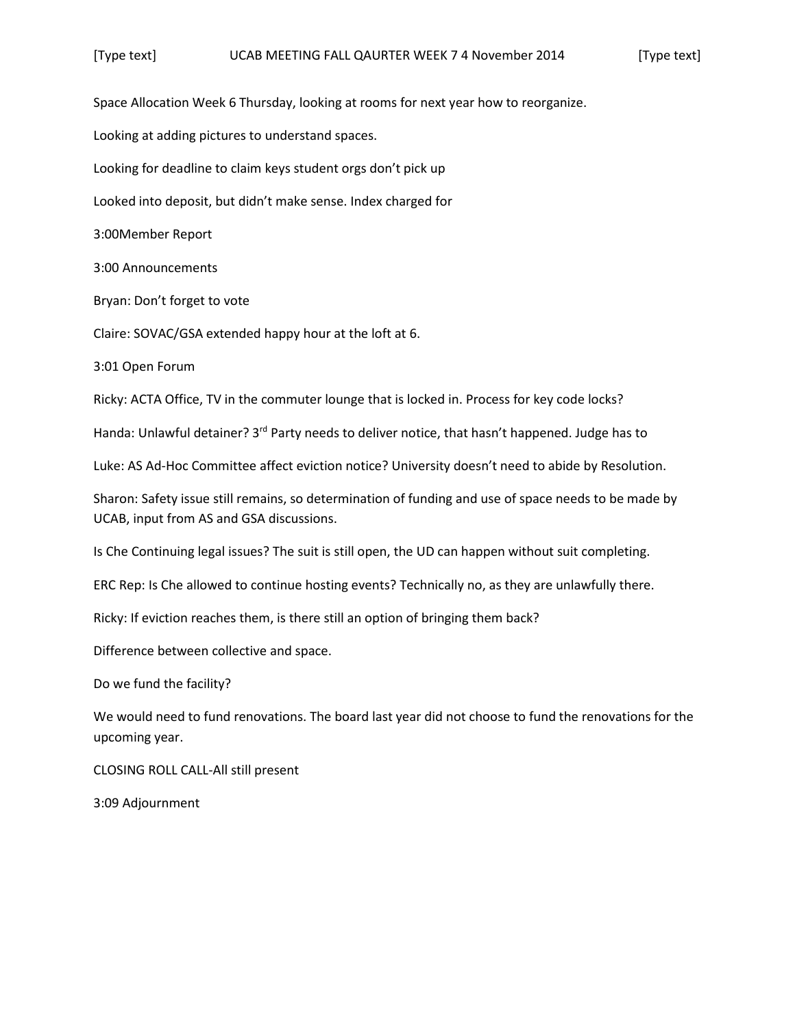Space Allocation Week 6 Thursday, looking at rooms for next year how to reorganize.

Looking at adding pictures to understand spaces.

Looking for deadline to claim keys student orgs don't pick up

Looked into deposit, but didn't make sense. Index charged for

3:00Member Report

3:00 Announcements

Bryan: Don't forget to vote

Claire: SOVAC/GSA extended happy hour at the loft at 6.

3:01 Open Forum

Ricky: ACTA Office, TV in the commuter lounge that is locked in. Process for key code locks?

Handa: Unlawful detainer? 3rd Party needs to deliver notice, that hasn't happened. Judge has to

Luke: AS Ad-Hoc Committee affect eviction notice? University doesn't need to abide by Resolution.

Sharon: Safety issue still remains, so determination of funding and use of space needs to be made by UCAB, input from AS and GSA discussions.

Is Che Continuing legal issues? The suit is still open, the UD can happen without suit completing.

ERC Rep: Is Che allowed to continue hosting events? Technically no, as they are unlawfully there.

Ricky: If eviction reaches them, is there still an option of bringing them back?

Difference between collective and space.

Do we fund the facility?

We would need to fund renovations. The board last year did not choose to fund the renovations for the upcoming year.

CLOSING ROLL CALL-All still present

3:09 Adjournment